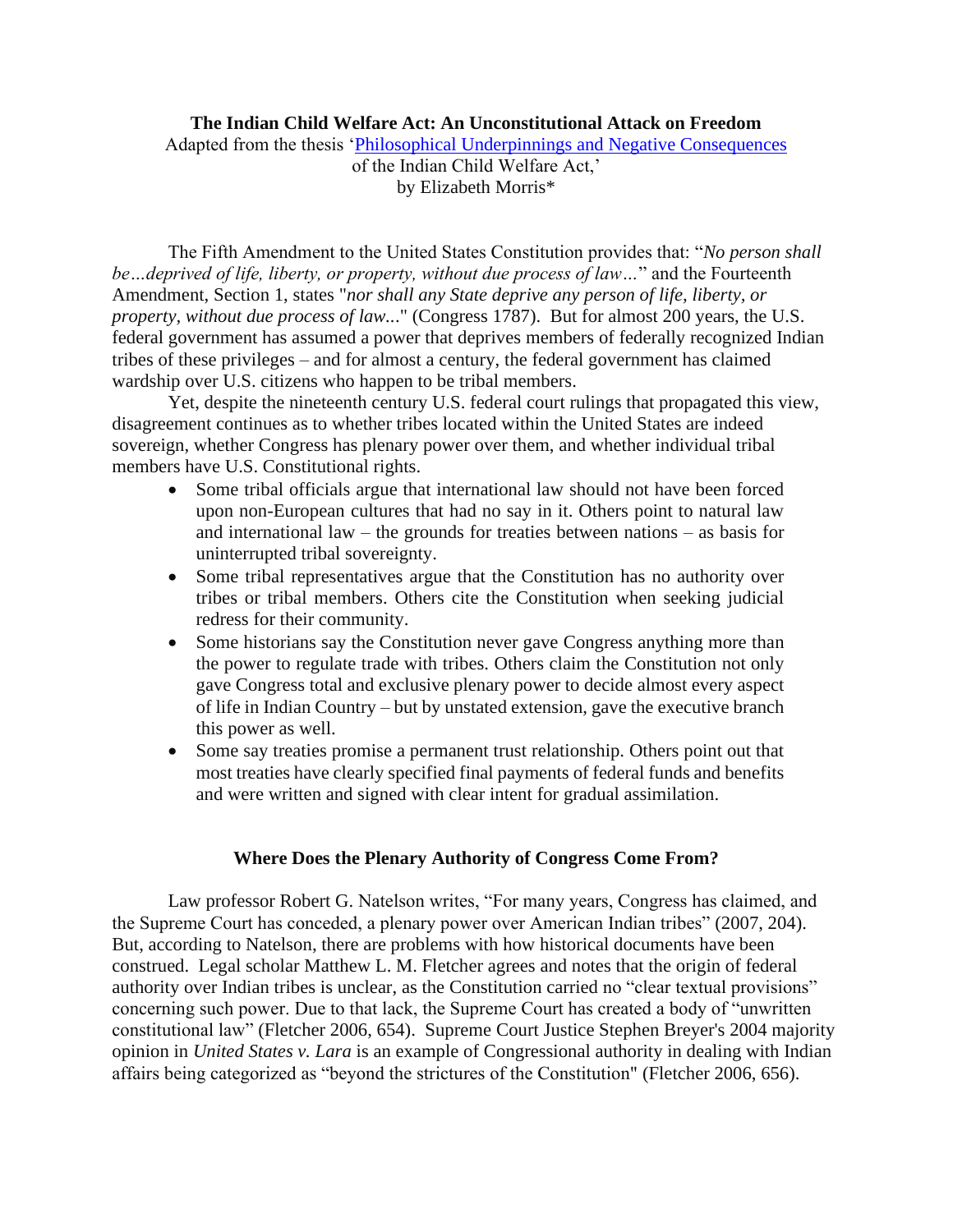**The Indian Child Welfare Act: An Unconstitutional Attack on Freedom**

Adapted from the thesis '[Philosophical Underpinnings and Negative Consequences](#) of the Indian Child Welfare Act,'

by Elizabeth Morris*

The Fifth Amendment to the United States Constitution provides that: "*No person shall be…deprived of life, liberty, or property, without due process of law…*" and the Fourteenth Amendment, Section 1, states "*nor shall any State deprive any person of life, liberty, or property, without due process of law...*" (Congress 1787). But for almost 200 years, the U.S. federal government has assumed a power that deprives members of federally recognized Indian tribes of these privileges – and for almost a century, the federal government has claimed wardship over U.S. citizens who happen to be tribal members.

Yet, despite the nineteenth century U.S. federal court rulings that propagated this view, disagreement continues as to whether tribes located within the United States are indeed sovereign, whether Congress has plenary power over them, and whether individual tribal members have U.S. Constitutional rights.

- Some tribal officials argue that international law should not have been forced upon non-European cultures that had no say in it. Others point to natural law and international law – the grounds for treaties between nations – as basis for uninterrupted tribal sovereignty.
- Some tribal representatives argue that the Constitution has no authority over tribes or tribal members. Others cite the Constitution when seeking judicial redress for their community.
- Some historians say the Constitution never gave Congress anything more than the power to regulate trade with tribes. Others claim the Constitution not only gave Congress total and exclusive plenary power to decide almost every aspect of life in Indian Country – but by unstated extension, gave the executive branch this power as well.
- Some say treaties promise a permanent trust relationship. Others point out that most treaties have clearly specified final payments of federal funds and benefits and were written and signed with clear intent for gradual assimilation.

## Where Does the Plenary Authority of Congress Come From?

Law professor Robert G. Natelson writes, "For many years, Congress has claimed, and the Supreme Court has conceded, a plenary power over American Indian tribes" (2007, 204). But, according to Natelson, there are problems with how historical documents have been construed. Legal scholar Matthew L. M. Fletcher agrees and notes that the origin of federal authority over Indian tribes is unclear, as the Constitution carried no "clear textual provisions" concerning such power. Due to that lack, the Supreme Court has created a body of "unwritten constitutional law" (Fletcher 2006, 654). Supreme Court Justice Stephen Breyer's 2004 majority opinion in *United States v. Lara* is an example of Congressional authority in dealing with Indian affairs being categorized as "beyond the strictures of the Constitution" (Fletcher 2006, 656).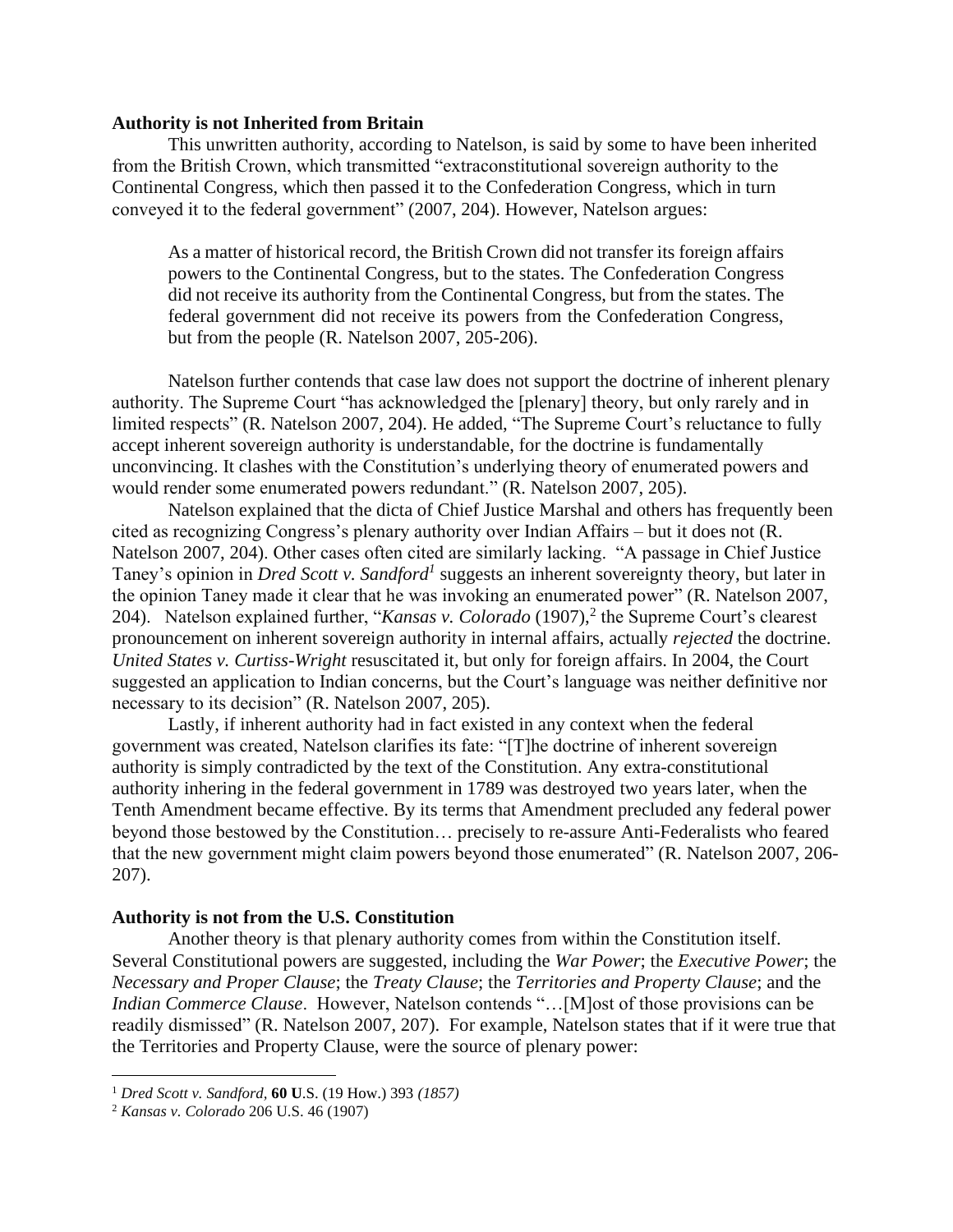**Authority is not Inherited from Britain**

This unwritten authority, according to Natelson, is said by some to have been inherited from the British Crown, which transmitted "extraconstitutional sovereign authority to the Continental Congress, which then passed it to the Confederation Congress, which in turn conveyed it to the federal government" (2007, 204). However, Natelson argues:

> As a matter of historical record, the British Crown did not transfer its foreign affairs powers to the Continental Congress, but to the states. The Confederation Congress did not receive its authority from the Continental Congress, but from the states. The federal government did not receive its powers from the Confederation Congress, but from the people (R. Natelson 2007, 205-206).

Natelson further contends that case law does not support the doctrine of inherent plenary authority. The Supreme Court "has acknowledged the [plenary] theory, but only rarely and in limited respects" (R. Natelson 2007, 204). He added, "The Supreme Court's reluctance to fully accept inherent sovereign authority is understandable, for the doctrine is fundamentally unconvincing. It clashes with the Constitution's underlying theory of enumerated powers and would render some enumerated powers redundant." (R. Natelson 2007, 205).

Natelson explained that the dicta of Chief Justice Marshal and others has frequently been cited as recognizing Congress's plenary authority over Indian Affairs – but it does not (R. Natelson 2007, 204). Other cases often cited are similarly lacking. "A passage in Chief Justice Taney's opinion in *Dred Scott v. Sandford*[1] suggests an inherent sovereignty theory, but later in the opinion Taney made it clear that he was invoking an enumerated power" (R. Natelson 2007, 204). Natelson explained further, "*Kansas v. Colorado* (1907),[2] the Supreme Court's clearest pronouncement on inherent sovereign authority in internal affairs, actually *rejected* the doctrine. *United States v. Curtiss-Wright* resuscitated it, but only for foreign affairs. In 2004, the Court suggested an application to Indian concerns, but the Court's language was neither definitive nor necessary to its decision" (R. Natelson 2007, 205).

Lastly, if inherent authority had in fact existed in any context when the federal government was created, Natelson clarifies its fate: "[T]he doctrine of inherent sovereign authority is simply contradicted by the text of the Constitution. Any extra-constitutional authority inhering in the federal government in 1789 was destroyed two years later, when the Tenth Amendment became effective. By its terms that Amendment precluded any federal power beyond those bestowed by the Constitution… precisely to re-assure Anti-Federalists who feared that the new government might claim powers beyond those enumerated" (R. Natelson 2007, 206-207).

**Authority is not from the U.S. Constitution**

Another theory is that plenary authority comes from within the Constitution itself. Several Constitutional powers are suggested, including the *War Power*; the *Executive Power*; the *Necessary and Proper Clause*; the *Treaty Clause*; the *Territories and Property Clause*; and the *Indian Commerce Clause*. However, Natelson contends "…[M]ost of those provisions can be readily dismissed" (R. Natelson 2007, 207). For example, Natelson states that if it were true that the Territories and Property Clause, were the source of plenary power:

---

[1] *Dred Scott v. Sandford,* **60 U**.S. (19 How.) 393 *(1857)*

[2] *Kansas v. Colorado* 206 U.S. 46 (1907)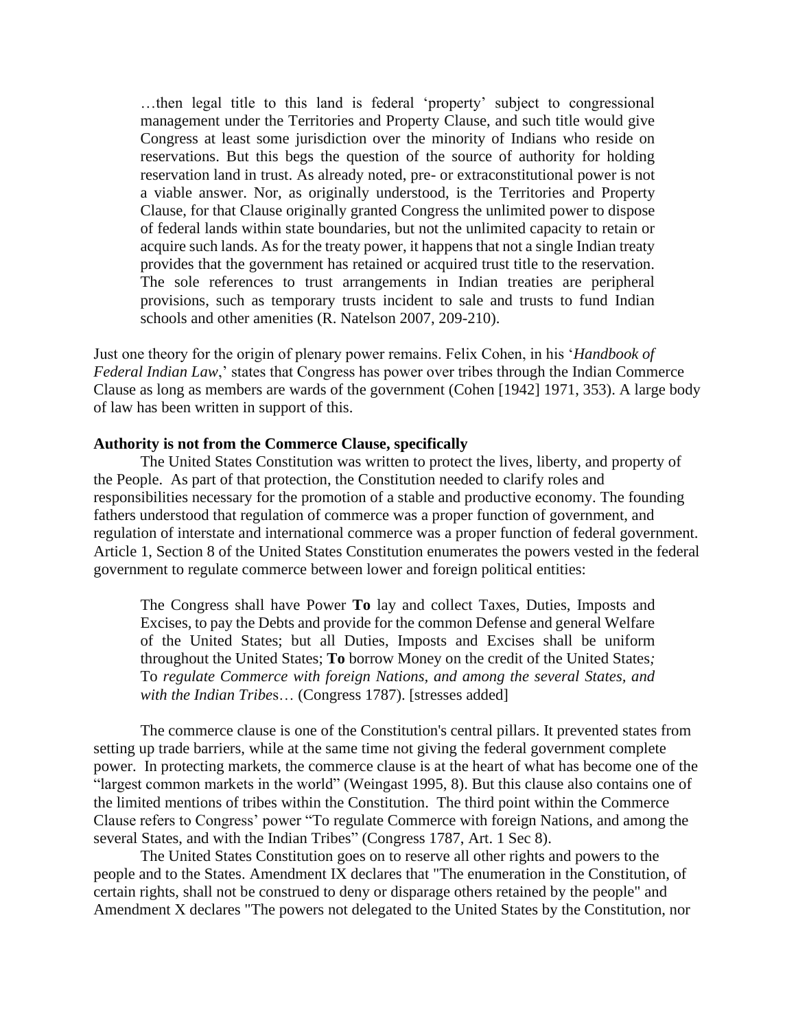> …then legal title to this land is federal 'property' subject to congressional management under the Territories and Property Clause, and such title would give Congress at least some jurisdiction over the minority of Indians who reside on reservations. But this begs the question of the source of authority for holding reservation land in trust. As already noted, pre- or extraconstitutional power is not a viable answer. Nor, as originally understood, is the Territories and Property Clause, for that Clause originally granted Congress the unlimited power to dispose of federal lands within state boundaries, but not the unlimited capacity to retain or acquire such lands. As for the treaty power, it happens that not a single Indian treaty provides that the government has retained or acquired trust title to the reservation. The sole references to trust arrangements in Indian treaties are peripheral provisions, such as temporary trusts incident to sale and trusts to fund Indian schools and other amenities (R. Natelson 2007, 209-210).

Just one theory for the origin of plenary power remains. Felix Cohen, in his '*Handbook of Federal Indian Law*,' states that Congress has power over tribes through the Indian Commerce Clause as long as members are wards of the government (Cohen [1942] 1971, 353). A large body of law has been written in support of this.

**Authority is not from the Commerce Clause, specifically**

The United States Constitution was written to protect the lives, liberty, and property of the People. As part of that protection, the Constitution needed to clarify roles and responsibilities necessary for the promotion of a stable and productive economy. The founding fathers understood that regulation of commerce was a proper function of government, and regulation of interstate and international commerce was a proper function of federal government. Article 1, Section 8 of the United States Constitution enumerates the powers vested in the federal government to regulate commerce between lower and foreign political entities:

> The Congress shall have Power **To** lay and collect Taxes, Duties, Imposts and Excises, to pay the Debts and provide for the common Defense and general Welfare of the United States; but all Duties, Imposts and Excises shall be uniform throughout the United States; **To** borrow Money on the credit of the United States*;* To *regulate Commerce with foreign Nations, and among the several States, and with the Indian Tribe*s… (Congress 1787). [stresses added]

The commerce clause is one of the Constitution's central pillars. It prevented states from setting up trade barriers, while at the same time not giving the federal government complete power. In protecting markets, the commerce clause is at the heart of what has become one of the "largest common markets in the world" (Weingast 1995, 8). But this clause also contains one of the limited mentions of tribes within the Constitution. The third point within the Commerce Clause refers to Congress' power "To regulate Commerce with foreign Nations, and among the several States, and with the Indian Tribes" (Congress 1787, Art. 1 Sec 8).

The United States Constitution goes on to reserve all other rights and powers to the people and to the States. Amendment IX declares that "The enumeration in the Constitution, of certain rights, shall not be construed to deny or disparage others retained by the people" and Amendment X declares "The powers not delegated to the United States by the Constitution, nor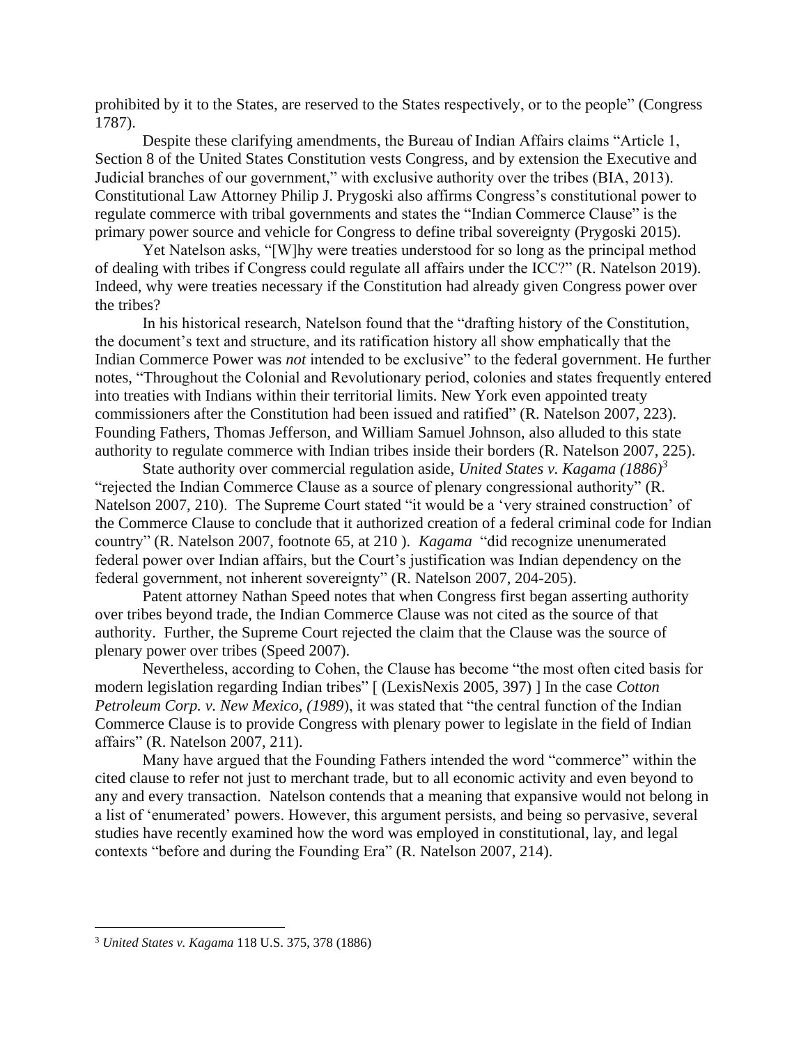prohibited by it to the States, are reserved to the States respectively, or to the people" (Congress 1787).

Despite these clarifying amendments, the Bureau of Indian Affairs claims "Article 1, Section 8 of the United States Constitution vests Congress, and by extension the Executive and Judicial branches of our government," with exclusive authority over the tribes (BIA, 2013). Constitutional Law Attorney Philip J. Prygoski also affirms Congress's constitutional power to regulate commerce with tribal governments and states the "Indian Commerce Clause" is the primary power source and vehicle for Congress to define tribal sovereignty (Prygoski 2015).

Yet Natelson asks, "[W]hy were treaties understood for so long as the principal method of dealing with tribes if Congress could regulate all affairs under the ICC?" (R. Natelson 2019). Indeed, why were treaties necessary if the Constitution had already given Congress power over the tribes?

In his historical research, Natelson found that the "drafting history of the Constitution, the document's text and structure, and its ratification history all show emphatically that the Indian Commerce Power was *not* intended to be exclusive" to the federal government. He further notes, "Throughout the Colonial and Revolutionary period, colonies and states frequently entered into treaties with Indians within their territorial limits. New York even appointed treaty commissioners after the Constitution had been issued and ratified" (R. Natelson 2007, 223). Founding Fathers, Thomas Jefferson, and William Samuel Johnson, also alluded to this state authority to regulate commerce with Indian tribes inside their borders (R. Natelson 2007, 225).

State authority over commercial regulation aside, *United States v. Kagama (1886)*[3] "rejected the Indian Commerce Clause as a source of plenary congressional authority" (R. Natelson 2007, 210). The Supreme Court stated "it would be a 'very strained construction' of the Commerce Clause to conclude that it authorized creation of a federal criminal code for Indian country" (R. Natelson 2007, footnote 65, at 210 ). *Kagama* "did recognize unenumerated federal power over Indian affairs, but the Court's justification was Indian dependency on the federal government, not inherent sovereignty" (R. Natelson 2007, 204-205).

Patent attorney Nathan Speed notes that when Congress first began asserting authority over tribes beyond trade, the Indian Commerce Clause was not cited as the source of that authority. Further, the Supreme Court rejected the claim that the Clause was the source of plenary power over tribes (Speed 2007).

Nevertheless, according to Cohen, the Clause has become "the most often cited basis for modern legislation regarding Indian tribes" [ (LexisNexis 2005, 397) ] In the case *Cotton Petroleum Corp. v. New Mexico, (1989*), it was stated that "the central function of the Indian Commerce Clause is to provide Congress with plenary power to legislate in the field of Indian affairs" (R. Natelson 2007, 211).

Many have argued that the Founding Fathers intended the word "commerce" within the cited clause to refer not just to merchant trade, but to all economic activity and even beyond to any and every transaction. Natelson contends that a meaning that expansive would not belong in a list of 'enumerated' powers. However, this argument persists, and being so pervasive, several studies have recently examined how the word was employed in constitutional, lay, and legal contexts "before and during the Founding Era" (R. Natelson 2007, 214).

---

[3] *United States v. Kagama* 118 U.S. 375, 378 (1886)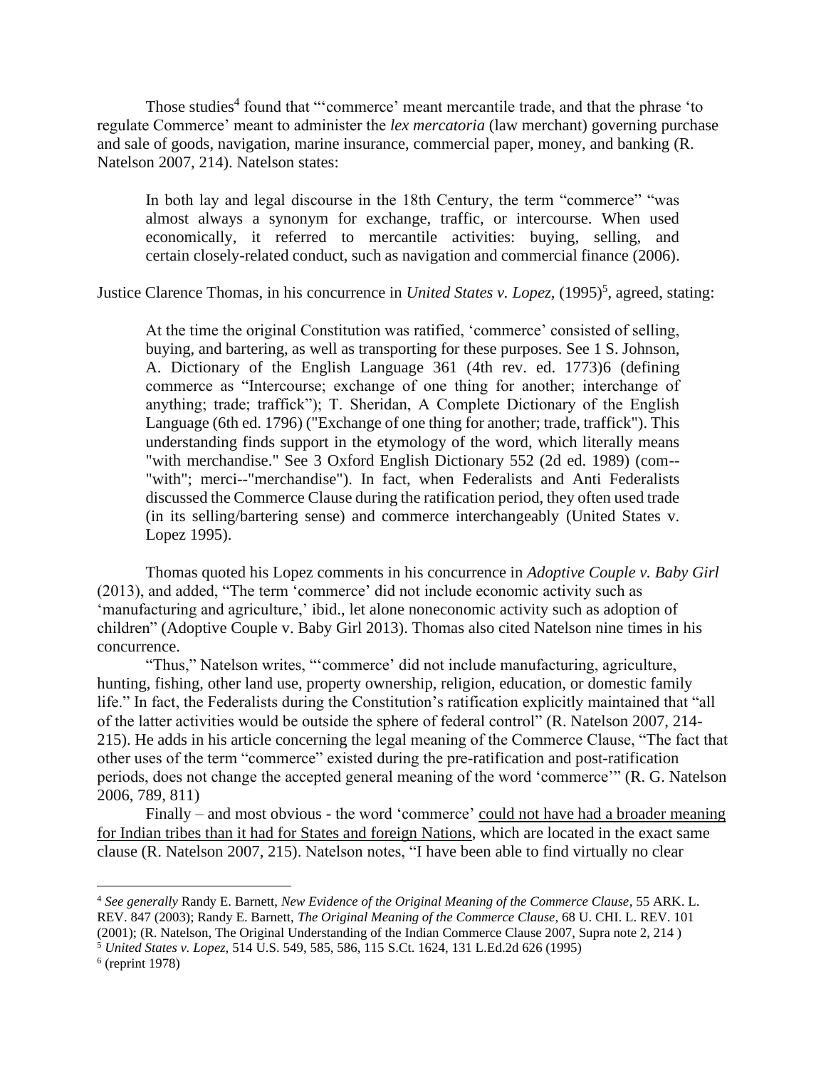Those studies[4] found that "'commerce' meant mercantile trade, and that the phrase 'to regulate Commerce' meant to administer the *lex mercatoria* (law merchant) governing purchase and sale of goods, navigation, marine insurance, commercial paper, money, and banking (R. Natelson 2007, 214). Natelson states:

> In both lay and legal discourse in the 18th Century, the term "commerce" "was almost always a synonym for exchange, traffic, or intercourse. When used economically, it referred to mercantile activities: buying, selling, and certain closely-related conduct, such as navigation and commercial finance (2006).

Justice Clarence Thomas, in his concurrence in *United States v. Lopez*, (1995)[5], agreed, stating:

> At the time the original Constitution was ratified, 'commerce' consisted of selling, buying, and bartering, as well as transporting for these purposes. See 1 S. Johnson, A. Dictionary of the English Language 361 (4th rev. ed. 1773)6 (defining commerce as "Intercourse; exchange of one thing for another; interchange of anything; trade; traffick"); T. Sheridan, A Complete Dictionary of the English Language (6th ed. 1796) ("Exchange of one thing for another; trade, traffick"). This understanding finds support in the etymology of the word, which literally means "with merchandise." See 3 Oxford English Dictionary 552 (2d ed. 1989) (com--"with"; merci--"merchandise"). In fact, when Federalists and Anti Federalists discussed the Commerce Clause during the ratification period, they often used trade (in its selling/bartering sense) and commerce interchangeably (United States v. Lopez 1995).

Thomas quoted his Lopez comments in his concurrence in *Adoptive Couple v. Baby Girl* (2013), and added, "The term 'commerce' did not include economic activity such as 'manufacturing and agriculture,' ibid., let alone noneconomic activity such as adoption of children" (Adoptive Couple v. Baby Girl 2013). Thomas also cited Natelson nine times in his concurrence.

"Thus," Natelson writes, "'commerce' did not include manufacturing, agriculture, hunting, fishing, other land use, property ownership, religion, education, or domestic family life." In fact, the Federalists during the Constitution's ratification explicitly maintained that "all of the latter activities would be outside the sphere of federal control" (R. Natelson 2007, 214-215). He adds in his article concerning the legal meaning of the Commerce Clause, "The fact that other uses of the term "commerce" existed during the pre-ratification and post-ratification periods, does not change the accepted general meaning of the word 'commerce'" (R. G. Natelson 2006, 789, 811)

Finally – and most obvious - the word 'commerce' <u>could not have had a broader meaning for Indian tribes than it had for States and foreign Nations</u>, which are located in the exact same clause (R. Natelson 2007, 215). Natelson notes, "I have been able to find virtually no clear

---

[4] *See generally* Randy E. Barnett, *New Evidence of the Original Meaning of the Commerce Clause*, 55 ARK. L. REV. 847 (2003); Randy E. Barnett, *The Original Meaning of the Commerce Clause*, 68 U. CHI. L. REV. 101 (2001); (R. Natelson, The Original Understanding of the Indian Commerce Clause 2007, Supra note 2, 214 )

[5] *United States v. Lopez*, 514 U.S. 549, 585, 586, 115 S.Ct. 1624, 131 L.Ed.2d 626 (1995)

[6] (reprint 1978)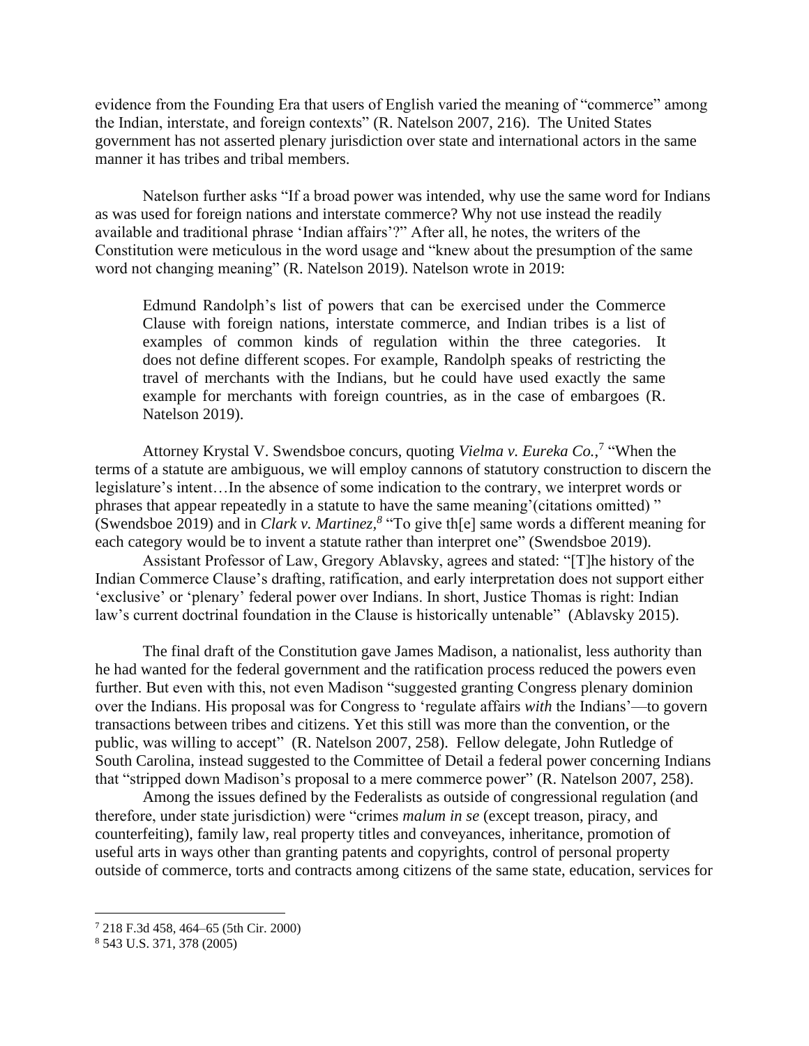evidence from the Founding Era that users of English varied the meaning of "commerce" among the Indian, interstate, and foreign contexts" (R. Natelson 2007, 216). The United States government has not asserted plenary jurisdiction over state and international actors in the same manner it has tribes and tribal members.

Natelson further asks "If a broad power was intended, why use the same word for Indians as was used for foreign nations and interstate commerce? Why not use instead the readily available and traditional phrase 'Indian affairs'?" After all, he notes, the writers of the Constitution were meticulous in the word usage and "knew about the presumption of the same word not changing meaning" (R. Natelson 2019). Natelson wrote in 2019:

> Edmund Randolph's list of powers that can be exercised under the Commerce Clause with foreign nations, interstate commerce, and Indian tribes is a list of examples of common kinds of regulation within the three categories. It does not define different scopes. For example, Randolph speaks of restricting the travel of merchants with the Indians, but he could have used exactly the same example for merchants with foreign countries, as in the case of embargoes (R. Natelson 2019).

Attorney Krystal V. Swendsboe concurs, quoting *Vielma v. Eureka Co.*,[7] "When the terms of a statute are ambiguous, we will employ cannons of statutory construction to discern the legislature's intent…In the absence of some indication to the contrary, we interpret words or phrases that appear repeatedly in a statute to have the same meaning'(citations omitted) " (Swendsboe 2019) and in *Clark v. Martinez*,[8] "To give th[e] same words a different meaning for each category would be to invent a statute rather than interpret one" (Swendsboe 2019).

Assistant Professor of Law, Gregory Ablavsky, agrees and stated: "[T]he history of the Indian Commerce Clause's drafting, ratification, and early interpretation does not support either 'exclusive' or 'plenary' federal power over Indians. In short, Justice Thomas is right: Indian law's current doctrinal foundation in the Clause is historically untenable" (Ablavsky 2015).

The final draft of the Constitution gave James Madison, a nationalist, less authority than he had wanted for the federal government and the ratification process reduced the powers even further. But even with this, not even Madison "suggested granting Congress plenary dominion over the Indians. His proposal was for Congress to 'regulate affairs *with* the Indians'—to govern transactions between tribes and citizens. Yet this still was more than the convention, or the public, was willing to accept" (R. Natelson 2007, 258). Fellow delegate, John Rutledge of South Carolina, instead suggested to the Committee of Detail a federal power concerning Indians that "stripped down Madison's proposal to a mere commerce power" (R. Natelson 2007, 258).

Among the issues defined by the Federalists as outside of congressional regulation (and therefore, under state jurisdiction) were "crimes *malum in se* (except treason, piracy, and counterfeiting), family law, real property titles and conveyances, inheritance, promotion of useful arts in ways other than granting patents and copyrights, control of personal property outside of commerce, torts and contracts among citizens of the same state, education, services for

---

[7] 218 F.3d 458, 464–65 (5th Cir. 2000)

[8] 543 U.S. 371, 378 (2005)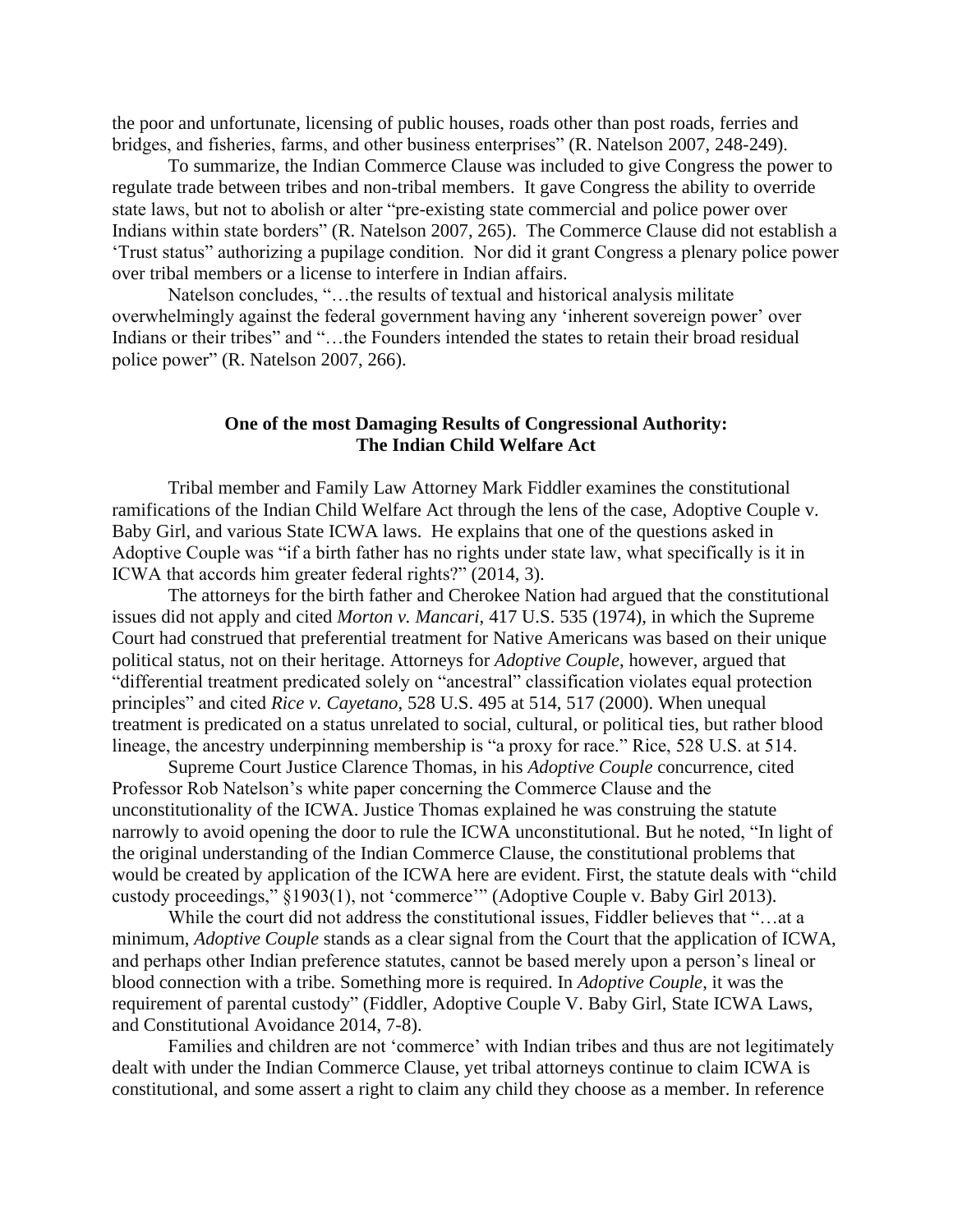the poor and unfortunate, licensing of public houses, roads other than post roads, ferries and bridges, and fisheries, farms, and other business enterprises" (R. Natelson 2007, 248-249).

To summarize, the Indian Commerce Clause was included to give Congress the power to regulate trade between tribes and non-tribal members. It gave Congress the ability to override state laws, but not to abolish or alter "pre-existing state commercial and police power over Indians within state borders" (R. Natelson 2007, 265). The Commerce Clause did not establish a 'Trust status" authorizing a pupilage condition. Nor did it grant Congress a plenary police power over tribal members or a license to interfere in Indian affairs.

Natelson concludes, "…the results of textual and historical analysis militate overwhelmingly against the federal government having any 'inherent sovereign power' over Indians or their tribes" and "…the Founders intended the states to retain their broad residual police power" (R. Natelson 2007, 266).

## One of the most Damaging Results of Congressional Authority: The Indian Child Welfare Act

Tribal member and Family Law Attorney Mark Fiddler examines the constitutional ramifications of the Indian Child Welfare Act through the lens of the case, Adoptive Couple v. Baby Girl, and various State ICWA laws. He explains that one of the questions asked in Adoptive Couple was "if a birth father has no rights under state law, what specifically is it in ICWA that accords him greater federal rights?" (2014, 3).

The attorneys for the birth father and Cherokee Nation had argued that the constitutional issues did not apply and cited *Morton v. Mancari*, 417 U.S. 535 (1974), in which the Supreme Court had construed that preferential treatment for Native Americans was based on their unique political status, not on their heritage. Attorneys for *Adoptive Couple*, however, argued that "differential treatment predicated solely on "ancestral" classification violates equal protection principles" and cited *Rice v. Cayetano*, 528 U.S. 495 at 514, 517 (2000). When unequal treatment is predicated on a status unrelated to social, cultural, or political ties, but rather blood lineage, the ancestry underpinning membership is "a proxy for race." Rice, 528 U.S. at 514.

Supreme Court Justice Clarence Thomas, in his *Adoptive Couple* concurrence, cited Professor Rob Natelson's white paper concerning the Commerce Clause and the unconstitutionality of the ICWA. Justice Thomas explained he was construing the statute narrowly to avoid opening the door to rule the ICWA unconstitutional. But he noted, "In light of the original understanding of the Indian Commerce Clause, the constitutional problems that would be created by application of the ICWA here are evident. First, the statute deals with "child custody proceedings," §1903(1), not 'commerce'" (Adoptive Couple v. Baby Girl 2013).

While the court did not address the constitutional issues, Fiddler believes that "…at a minimum, *Adoptive Couple* stands as a clear signal from the Court that the application of ICWA, and perhaps other Indian preference statutes, cannot be based merely upon a person's lineal or blood connection with a tribe. Something more is required. In *Adoptive Couple*, it was the requirement of parental custody" (Fiddler, Adoptive Couple V. Baby Girl, State ICWA Laws, and Constitutional Avoidance 2014, 7-8).

Families and children are not 'commerce' with Indian tribes and thus are not legitimately dealt with under the Indian Commerce Clause, yet tribal attorneys continue to claim ICWA is constitutional, and some assert a right to claim any child they choose as a member. In reference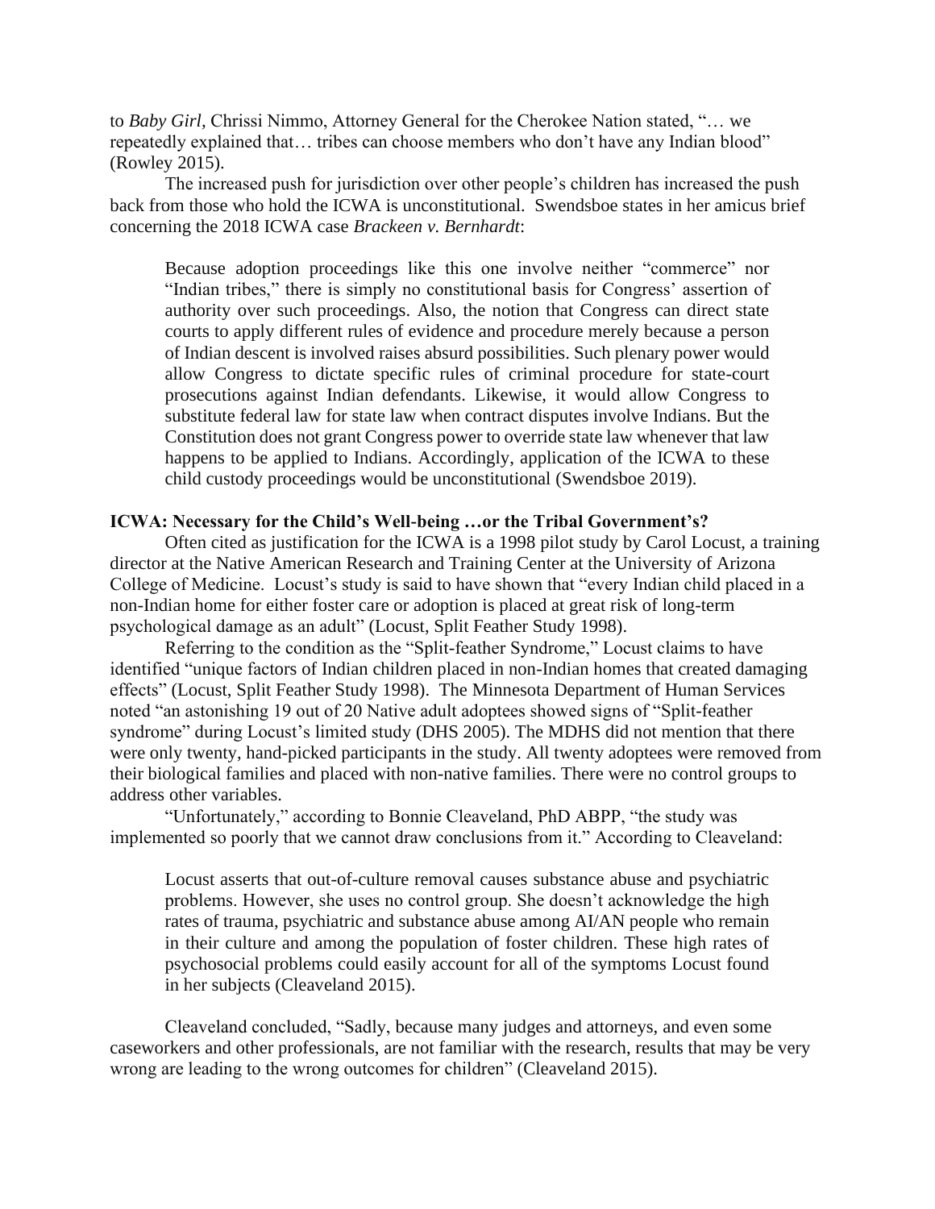to *Baby Girl,* Chrissi Nimmo, Attorney General for the Cherokee Nation stated, "… we repeatedly explained that… tribes can choose members who don't have any Indian blood" (Rowley 2015).

The increased push for jurisdiction over other people's children has increased the push back from those who hold the ICWA is unconstitutional. Swendsboe states in her amicus brief concerning the 2018 ICWA case *Brackeen v. Bernhardt*:

> Because adoption proceedings like this one involve neither "commerce" nor "Indian tribes," there is simply no constitutional basis for Congress' assertion of authority over such proceedings. Also, the notion that Congress can direct state courts to apply different rules of evidence and procedure merely because a person of Indian descent is involved raises absurd possibilities. Such plenary power would allow Congress to dictate specific rules of criminal procedure for state-court prosecutions against Indian defendants. Likewise, it would allow Congress to substitute federal law for state law when contract disputes involve Indians. But the Constitution does not grant Congress power to override state law whenever that law happens to be applied to Indians. Accordingly, application of the ICWA to these child custody proceedings would be unconstitutional (Swendsboe 2019).

**ICWA: Necessary for the Child's Well-being …or the Tribal Government's?**

Often cited as justification for the ICWA is a 1998 pilot study by Carol Locust, a training director at the Native American Research and Training Center at the University of Arizona College of Medicine. Locust's study is said to have shown that "every Indian child placed in a non-Indian home for either foster care or adoption is placed at great risk of long-term psychological damage as an adult" (Locust, Split Feather Study 1998).

Referring to the condition as the "Split-feather Syndrome," Locust claims to have identified "unique factors of Indian children placed in non-Indian homes that created damaging effects" (Locust, Split Feather Study 1998). The Minnesota Department of Human Services noted "an astonishing 19 out of 20 Native adult adoptees showed signs of "Split-feather syndrome" during Locust's limited study (DHS 2005). The MDHS did not mention that there were only twenty, hand-picked participants in the study. All twenty adoptees were removed from their biological families and placed with non-native families. There were no control groups to address other variables.

"Unfortunately," according to Bonnie Cleaveland, PhD ABPP, "the study was implemented so poorly that we cannot draw conclusions from it." According to Cleaveland:

> Locust asserts that out-of-culture removal causes substance abuse and psychiatric problems. However, she uses no control group. She doesn't acknowledge the high rates of trauma, psychiatric and substance abuse among AI/AN people who remain in their culture and among the population of foster children. These high rates of psychosocial problems could easily account for all of the symptoms Locust found in her subjects (Cleaveland 2015).

Cleaveland concluded, "Sadly, because many judges and attorneys, and even some caseworkers and other professionals, are not familiar with the research, results that may be very wrong are leading to the wrong outcomes for children" (Cleaveland 2015).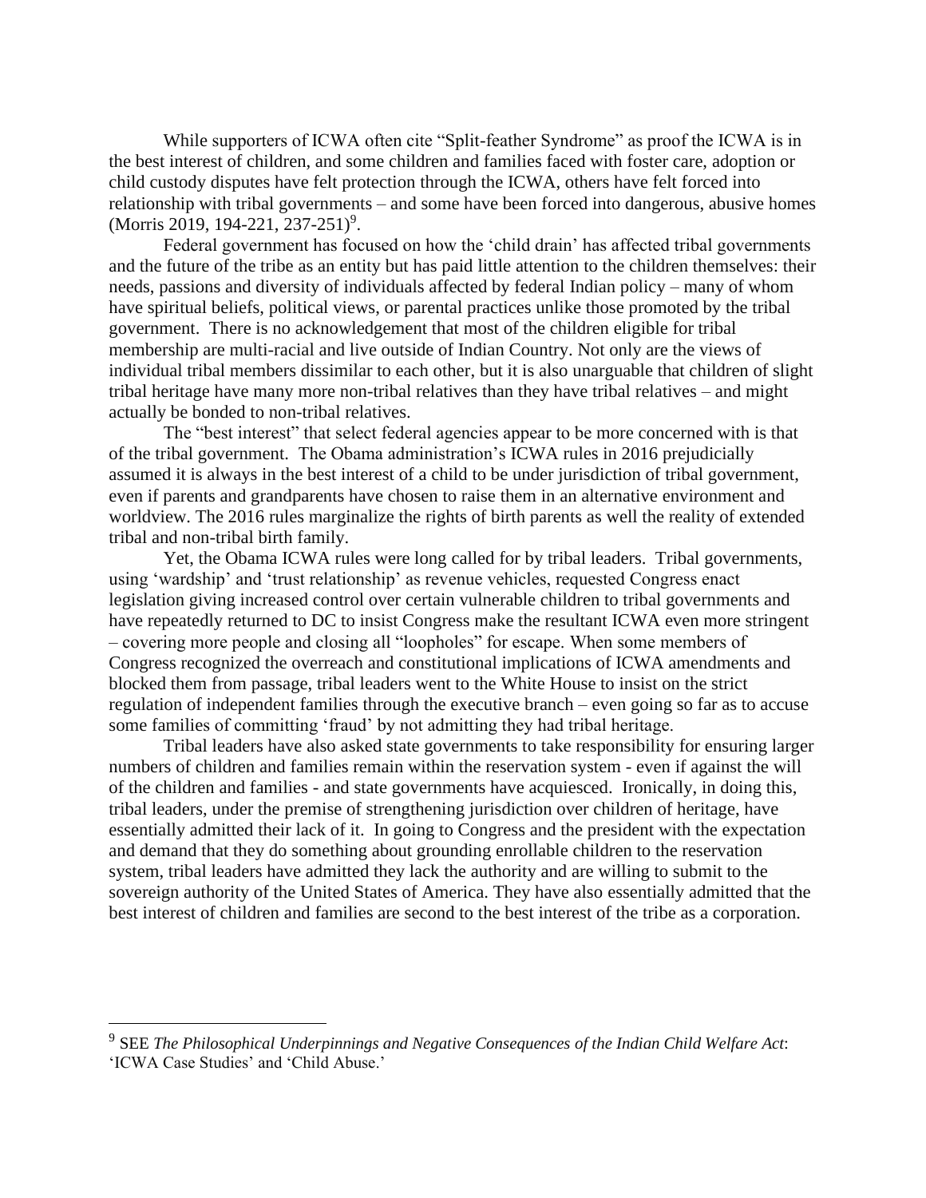While supporters of ICWA often cite "Split-feather Syndrome" as proof the ICWA is in the best interest of children, and some children and families faced with foster care, adoption or child custody disputes have felt protection through the ICWA, others have felt forced into relationship with tribal governments – and some have been forced into dangerous, abusive homes (Morris 2019, 194-221, 237-251)[9].

Federal government has focused on how the 'child drain' has affected tribal governments and the future of the tribe as an entity but has paid little attention to the children themselves: their needs, passions and diversity of individuals affected by federal Indian policy – many of whom have spiritual beliefs, political views, or parental practices unlike those promoted by the tribal government. There is no acknowledgement that most of the children eligible for tribal membership are multi-racial and live outside of Indian Country. Not only are the views of individual tribal members dissimilar to each other, but it is also unarguable that children of slight tribal heritage have many more non-tribal relatives than they have tribal relatives – and might actually be bonded to non-tribal relatives.

The "best interest" that select federal agencies appear to be more concerned with is that of the tribal government. The Obama administration's ICWA rules in 2016 prejudicially assumed it is always in the best interest of a child to be under jurisdiction of tribal government, even if parents and grandparents have chosen to raise them in an alternative environment and worldview. The 2016 rules marginalize the rights of birth parents as well the reality of extended tribal and non-tribal birth family.

Yet, the Obama ICWA rules were long called for by tribal leaders. Tribal governments, using 'wardship' and 'trust relationship' as revenue vehicles, requested Congress enact legislation giving increased control over certain vulnerable children to tribal governments and have repeatedly returned to DC to insist Congress make the resultant ICWA even more stringent – covering more people and closing all "loopholes" for escape. When some members of Congress recognized the overreach and constitutional implications of ICWA amendments and blocked them from passage, tribal leaders went to the White House to insist on the strict regulation of independent families through the executive branch – even going so far as to accuse some families of committing 'fraud' by not admitting they had tribal heritage.

Tribal leaders have also asked state governments to take responsibility for ensuring larger numbers of children and families remain within the reservation system - even if against the will of the children and families - and state governments have acquiesced. Ironically, in doing this, tribal leaders, under the premise of strengthening jurisdiction over children of heritage, have essentially admitted their lack of it. In going to Congress and the president with the expectation and demand that they do something about grounding enrollable children to the reservation system, tribal leaders have admitted they lack the authority and are willing to submit to the sovereign authority of the United States of America. They have also essentially admitted that the best interest of children and families are second to the best interest of the tribe as a corporation.

---

[9] SEE *The Philosophical Underpinnings and Negative Consequences of the Indian Child Welfare Act*: 'ICWA Case Studies' and 'Child Abuse.'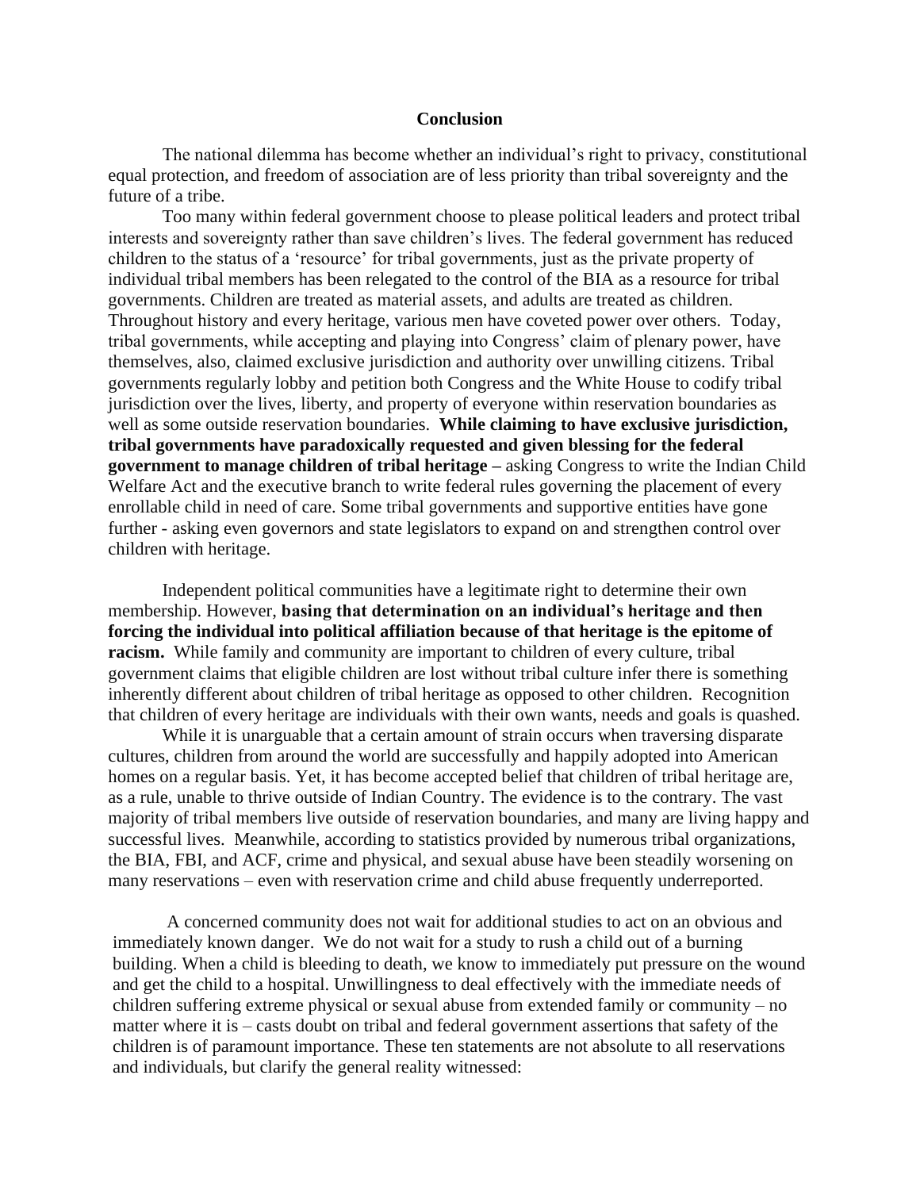## Conclusion

The national dilemma has become whether an individual's right to privacy, constitutional equal protection, and freedom of association are of less priority than tribal sovereignty and the future of a tribe.

Too many within federal government choose to please political leaders and protect tribal interests and sovereignty rather than save children's lives. The federal government has reduced children to the status of a 'resource' for tribal governments, just as the private property of individual tribal members has been relegated to the control of the BIA as a resource for tribal governments. Children are treated as material assets, and adults are treated as children. Throughout history and every heritage, various men have coveted power over others. Today, tribal governments, while accepting and playing into Congress' claim of plenary power, have themselves, also, claimed exclusive jurisdiction and authority over unwilling citizens. Tribal governments regularly lobby and petition both Congress and the White House to codify tribal jurisdiction over the lives, liberty, and property of everyone within reservation boundaries as well as some outside reservation boundaries. **While claiming to have exclusive jurisdiction, tribal governments have paradoxically requested and given blessing for the federal government to manage children of tribal heritage –** asking Congress to write the Indian Child Welfare Act and the executive branch to write federal rules governing the placement of every enrollable child in need of care. Some tribal governments and supportive entities have gone further - asking even governors and state legislators to expand on and strengthen control over children with heritage.

Independent political communities have a legitimate right to determine their own membership. However, **basing that determination on an individual's heritage and then forcing the individual into political affiliation because of that heritage is the epitome of racism.** While family and community are important to children of every culture, tribal government claims that eligible children are lost without tribal culture infer there is something inherently different about children of tribal heritage as opposed to other children. Recognition that children of every heritage are individuals with their own wants, needs and goals is quashed.

While it is unarguable that a certain amount of strain occurs when traversing disparate cultures, children from around the world are successfully and happily adopted into American homes on a regular basis. Yet, it has become accepted belief that children of tribal heritage are, as a rule, unable to thrive outside of Indian Country. The evidence is to the contrary. The vast majority of tribal members live outside of reservation boundaries, and many are living happy and successful lives. Meanwhile, according to statistics provided by numerous tribal organizations, the BIA, FBI, and ACF, crime and physical, and sexual abuse have been steadily worsening on many reservations – even with reservation crime and child abuse frequently underreported.

A concerned community does not wait for additional studies to act on an obvious and immediately known danger. We do not wait for a study to rush a child out of a burning building. When a child is bleeding to death, we know to immediately put pressure on the wound and get the child to a hospital. Unwillingness to deal effectively with the immediate needs of children suffering extreme physical or sexual abuse from extended family or community – no matter where it is – casts doubt on tribal and federal government assertions that safety of the children is of paramount importance. These ten statements are not absolute to all reservations and individuals, but clarify the general reality witnessed: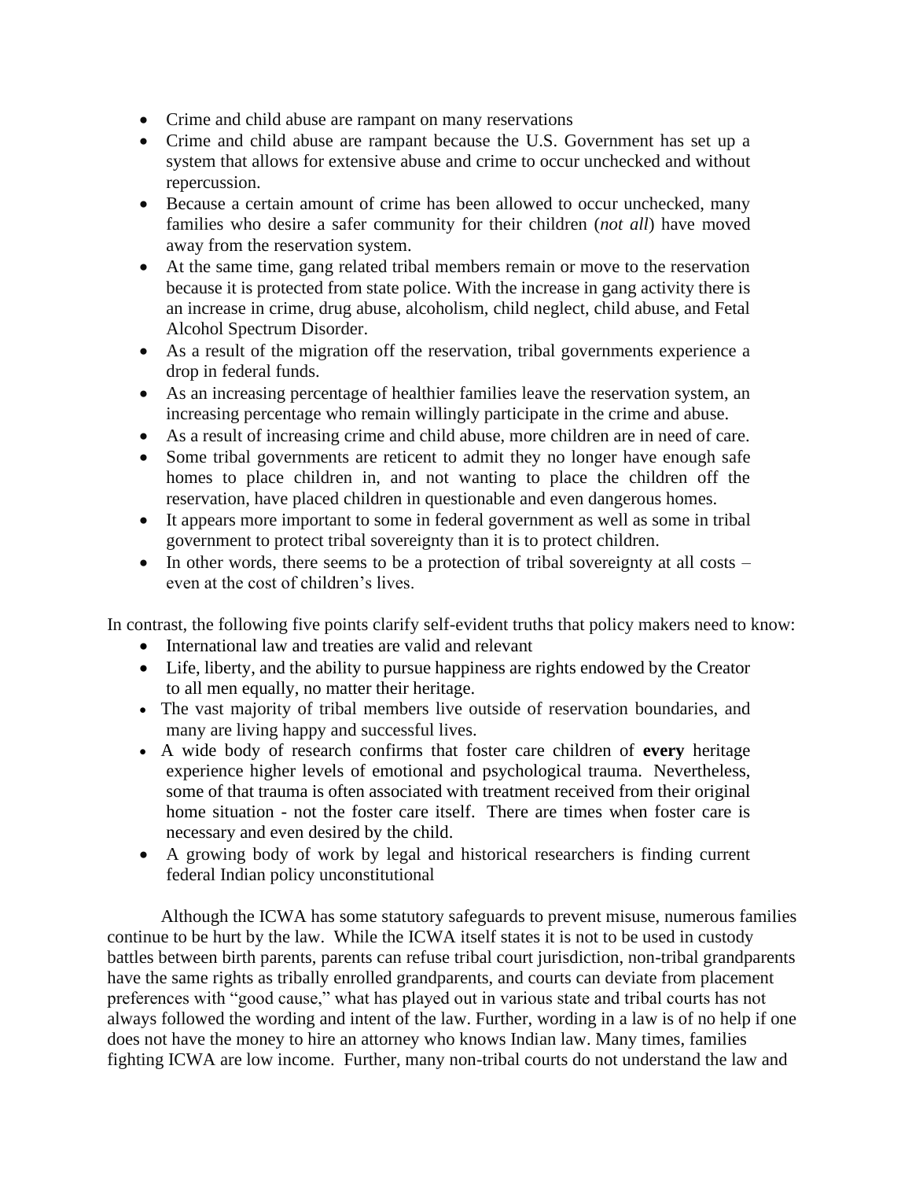- Crime and child abuse are rampant on many reservations
- Crime and child abuse are rampant because the U.S. Government has set up a system that allows for extensive abuse and crime to occur unchecked and without repercussion.
- Because a certain amount of crime has been allowed to occur unchecked, many families who desire a safer community for their children (*not all*) have moved away from the reservation system.
- At the same time, gang related tribal members remain or move to the reservation because it is protected from state police. With the increase in gang activity there is an increase in crime, drug abuse, alcoholism, child neglect, child abuse, and Fetal Alcohol Spectrum Disorder.
- As a result of the migration off the reservation, tribal governments experience a drop in federal funds.
- As an increasing percentage of healthier families leave the reservation system, an increasing percentage who remain willingly participate in the crime and abuse.
- As a result of increasing crime and child abuse, more children are in need of care.
- Some tribal governments are reticent to admit they no longer have enough safe homes to place children in, and not wanting to place the children off the reservation, have placed children in questionable and even dangerous homes.
- It appears more important to some in federal government as well as some in tribal government to protect tribal sovereignty than it is to protect children.
- In other words, there seems to be a protection of tribal sovereignty at all costs – even at the cost of children's lives.

In contrast, the following five points clarify self-evident truths that policy makers need to know:

- International law and treaties are valid and relevant
- Life, liberty, and the ability to pursue happiness are rights endowed by the Creator to all men equally, no matter their heritage.
- The vast majority of tribal members live outside of reservation boundaries, and many are living happy and successful lives.
- A wide body of research confirms that foster care children of **every** heritage experience higher levels of emotional and psychological trauma. Nevertheless, some of that trauma is often associated with treatment received from their original home situation - not the foster care itself. There are times when foster care is necessary and even desired by the child.
- A growing body of work by legal and historical researchers is finding current federal Indian policy unconstitutional

Although the ICWA has some statutory safeguards to prevent misuse, numerous families continue to be hurt by the law. While the ICWA itself states it is not to be used in custody battles between birth parents, parents can refuse tribal court jurisdiction, non-tribal grandparents have the same rights as tribally enrolled grandparents, and courts can deviate from placement preferences with "good cause," what has played out in various state and tribal courts has not always followed the wording and intent of the law. Further, wording in a law is of no help if one does not have the money to hire an attorney who knows Indian law. Many times, families fighting ICWA are low income. Further, many non-tribal courts do not understand the law and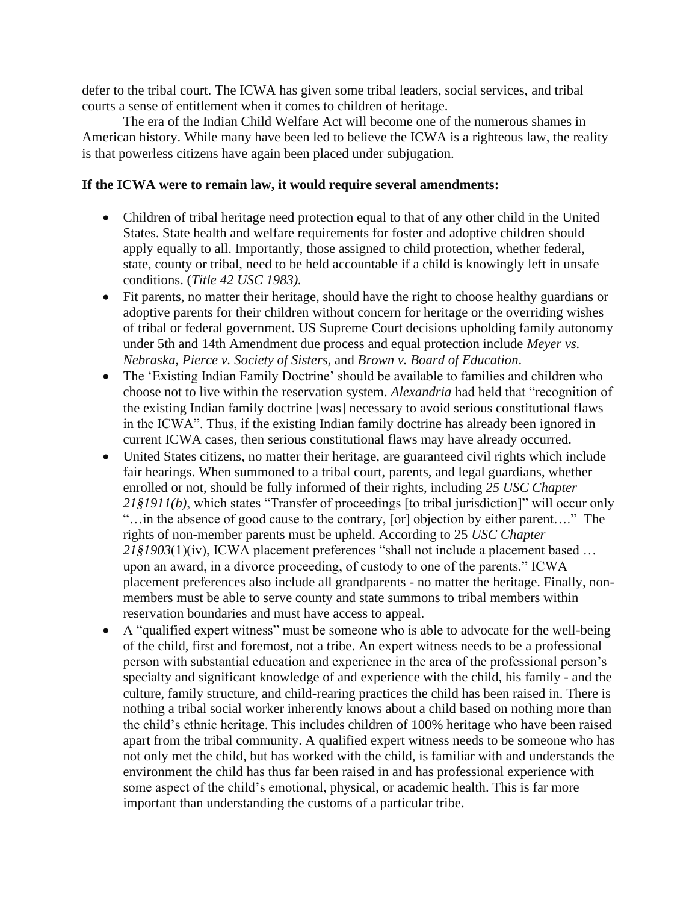defer to the tribal court. The ICWA has given some tribal leaders, social services, and tribal courts a sense of entitlement when it comes to children of heritage.

The era of the Indian Child Welfare Act will become one of the numerous shames in American history. While many have been led to believe the ICWA is a righteous law, the reality is that powerless citizens have again been placed under subjugation.

**If the ICWA were to remain law, it would require several amendments:**

- Children of tribal heritage need protection equal to that of any other child in the United States. State health and welfare requirements for foster and adoptive children should apply equally to all. Importantly, those assigned to child protection, whether federal, state, county or tribal, need to be held accountable if a child is knowingly left in unsafe conditions. (*Title 42 USC 1983).*
- Fit parents, no matter their heritage, should have the right to choose healthy guardians or adoptive parents for their children without concern for heritage or the overriding wishes of tribal or federal government. US Supreme Court decisions upholding family autonomy under 5th and 14th Amendment due process and equal protection include *Meyer vs. Nebraska*, *Pierce v. Society of Sisters*, and *Brown v. Board of Education*.
- The 'Existing Indian Family Doctrine' should be available to families and children who choose not to live within the reservation system. *Alexandria* had held that "recognition of the existing Indian family doctrine [was] necessary to avoid serious constitutional flaws in the ICWA". Thus, if the existing Indian family doctrine has already been ignored in current ICWA cases, then serious constitutional flaws may have already occurred.
- United States citizens, no matter their heritage, are guaranteed civil rights which include fair hearings. When summoned to a tribal court, parents, and legal guardians, whether enrolled or not, should be fully informed of their rights, including *25 USC Chapter 21§1911(b)*, which states "Transfer of proceedings [to tribal jurisdiction]" will occur only "…in the absence of good cause to the contrary, [or] objection by either parent…." The rights of non-member parents must be upheld. According to 25 *USC Chapter 21§1903*(1)(iv), ICWA placement preferences "shall not include a placement based … upon an award, in a divorce proceeding, of custody to one of the parents." ICWA placement preferences also include all grandparents - no matter the heritage. Finally, non-members must be able to serve county and state summons to tribal members within reservation boundaries and must have access to appeal.
- A "qualified expert witness" must be someone who is able to advocate for the well-being of the child, first and foremost, not a tribe. An expert witness needs to be a professional person with substantial education and experience in the area of the professional person's specialty and significant knowledge of and experience with the child, his family - and the culture, family structure, and child-rearing practices <u>the child has been raised in</u>. There is nothing a tribal social worker inherently knows about a child based on nothing more than the child's ethnic heritage. This includes children of 100% heritage who have been raised apart from the tribal community. A qualified expert witness needs to be someone who has not only met the child, but has worked with the child, is familiar with and understands the environment the child has thus far been raised in and has professional experience with some aspect of the child's emotional, physical, or academic health. This is far more important than understanding the customs of a particular tribe.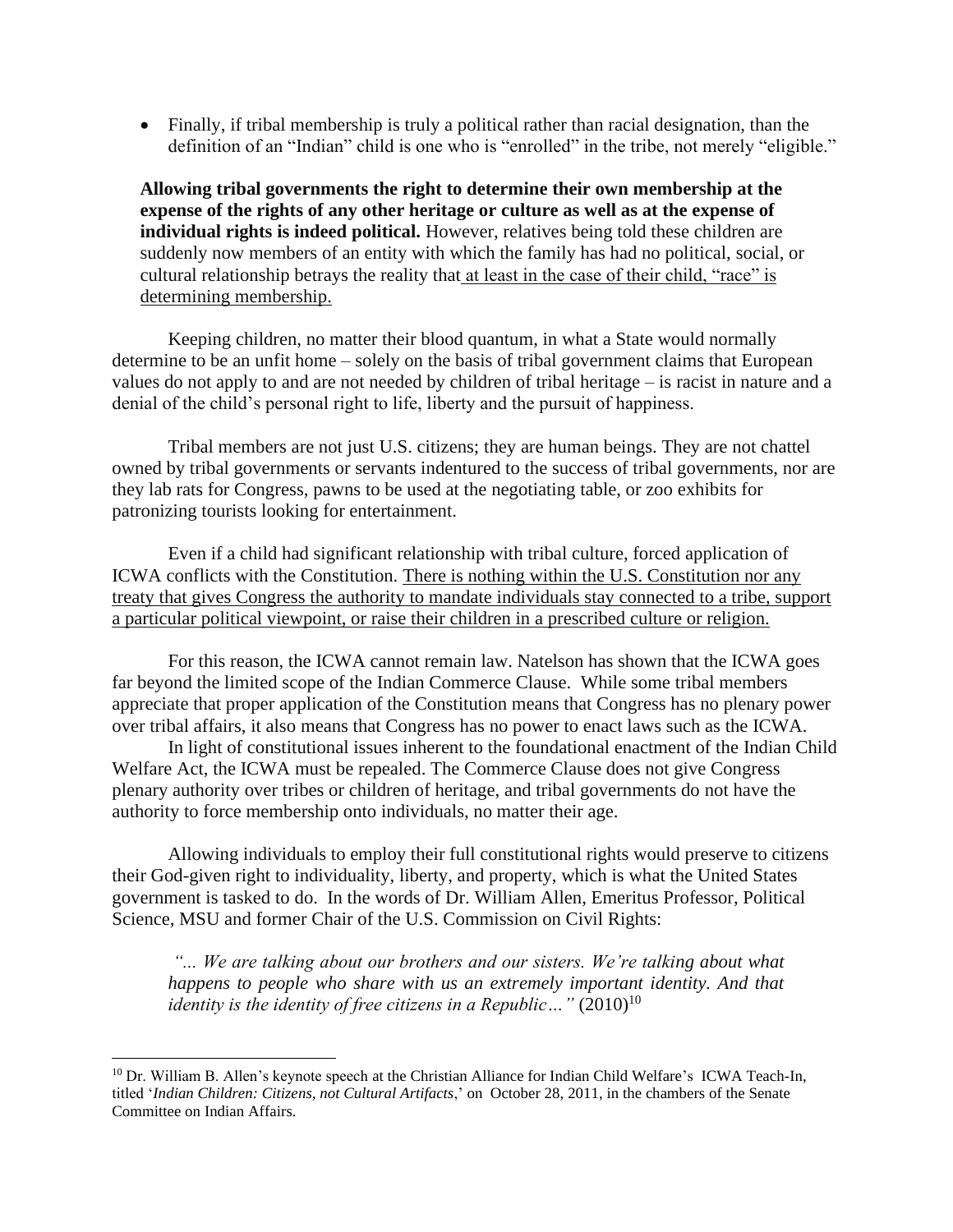- Finally, if tribal membership is truly a political rather than racial designation, than the definition of an "Indian" child is one who is "enrolled" in the tribe, not merely "eligible."

**Allowing tribal governments the right to determine their own membership at the expense of the rights of any other heritage or culture as well as at the expense of individual rights is indeed political.** However, relatives being told these children are suddenly now members of an entity with which the family has had no political, social, or cultural relationship betrays the reality that at least in the case of their child, "race" is determining membership.

Keeping children, no matter their blood quantum, in what a State would normally determine to be an unfit home – solely on the basis of tribal government claims that European values do not apply to and are not needed by children of tribal heritage – is racist in nature and a denial of the child's personal right to life, liberty and the pursuit of happiness.

Tribal members are not just U.S. citizens; they are human beings. They are not chattel owned by tribal governments or servants indentured to the success of tribal governments, nor are they lab rats for Congress, pawns to be used at the negotiating table, or zoo exhibits for patronizing tourists looking for entertainment.

Even if a child had significant relationship with tribal culture, forced application of ICWA conflicts with the Constitution. There is nothing within the U.S. Constitution nor any treaty that gives Congress the authority to mandate individuals stay connected to a tribe, support a particular political viewpoint, or raise their children in a prescribed culture or religion.

For this reason, the ICWA cannot remain law. Natelson has shown that the ICWA goes far beyond the limited scope of the Indian Commerce Clause. While some tribal members appreciate that proper application of the Constitution means that Congress has no plenary power over tribal affairs, it also means that Congress has no power to enact laws such as the ICWA.

In light of constitutional issues inherent to the foundational enactment of the Indian Child Welfare Act, the ICWA must be repealed. The Commerce Clause does not give Congress plenary authority over tribes or children of heritage, and tribal governments do not have the authority to force membership onto individuals, no matter their age.

Allowing individuals to employ their full constitutional rights would preserve to citizens their God-given right to individuality, liberty, and property, which is what the United States government is tasked to do. In the words of Dr. William Allen, Emeritus Professor, Political Science, MSU and former Chair of the U.S. Commission on Civil Rights:

> *"... We are talking about our brothers and our sisters. We're talking about what happens to people who share with us an extremely important identity. And that identity is the identity of free citizens in a Republic…"* (2010)[10]

[10] Dr. William B. Allen's keynote speech at the Christian Alliance for Indian Child Welfare's ICWA Teach-In, titled '*Indian Children: Citizens, not Cultural Artifacts*,' on October 28, 2011, in the chambers of the Senate Committee on Indian Affairs.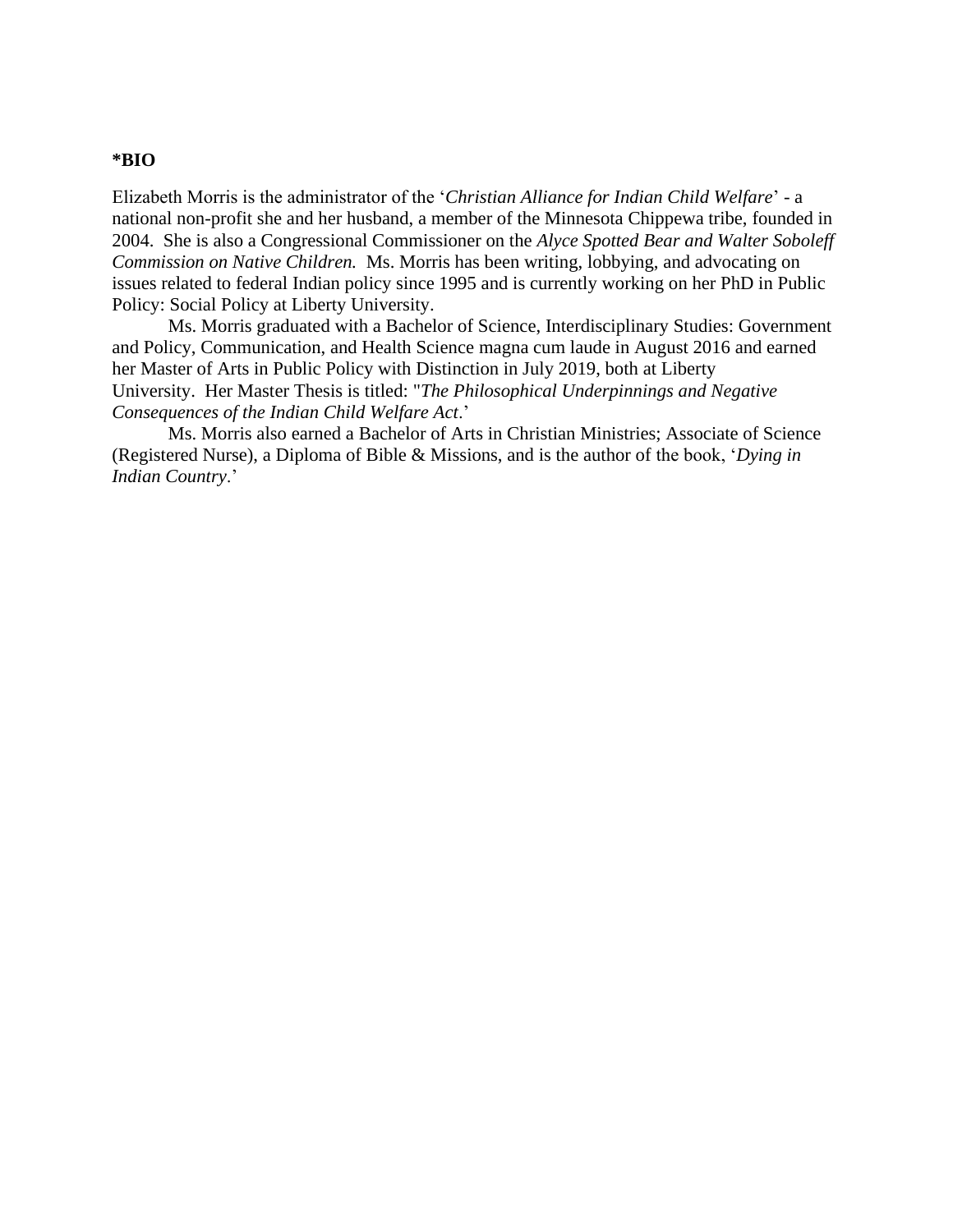**\*BIO**

Elizabeth Morris is the administrator of the '*Christian Alliance for Indian Child Welfare*' - a national non-profit she and her husband, a member of the Minnesota Chippewa tribe, founded in 2004. She is also a Congressional Commissioner on the *Alyce Spotted Bear and Walter Soboleff Commission on Native Children.* Ms. Morris has been writing, lobbying, and advocating on issues related to federal Indian policy since 1995 and is currently working on her PhD in Public Policy: Social Policy at Liberty University.

Ms. Morris graduated with a Bachelor of Science, Interdisciplinary Studies: Government and Policy, Communication, and Health Science magna cum laude in August 2016 and earned her Master of Arts in Public Policy with Distinction in July 2019, both at Liberty University. Her Master Thesis is titled: "*The Philosophical Underpinnings and Negative Consequences of the Indian Child Welfare Act*.'

Ms. Morris also earned a Bachelor of Arts in Christian Ministries; Associate of Science (Registered Nurse), a Diploma of Bible & Missions, and is the author of the book, '*Dying in Indian Country*.'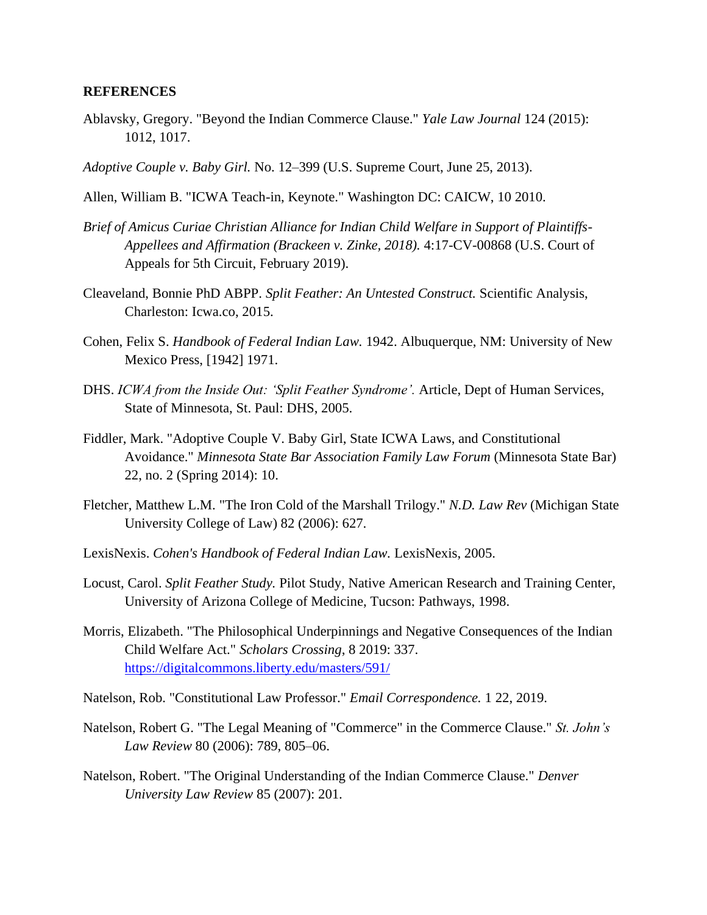**REFERENCES**

Ablavsky, Gregory. "Beyond the Indian Commerce Clause." *Yale Law Journal* 124 (2015): 1012, 1017.

*Adoptive Couple v. Baby Girl.* No. 12–399 (U.S. Supreme Court, June 25, 2013).

Allen, William B. "ICWA Teach-in, Keynote." Washington DC: CAICW, 10 2010.

*Brief of Amicus Curiae Christian Alliance for Indian Child Welfare in Support of Plaintiffs-Appellees and Affirmation (Brackeen v. Zinke, 2018).* 4:17-CV-00868 (U.S. Court of Appeals for 5th Circuit, February 2019).

Cleaveland, Bonnie PhD ABPP. *Split Feather: An Untested Construct.* Scientific Analysis, Charleston: Icwa.co, 2015.

Cohen, Felix S. *Handbook of Federal Indian Law.* 1942. Albuquerque, NM: University of New Mexico Press, [1942] 1971.

DHS. *ICWA from the Inside Out: 'Split Feather Syndrome'.* Article, Dept of Human Services, State of Minnesota, St. Paul: DHS, 2005.

Fiddler, Mark. "Adoptive Couple V. Baby Girl, State ICWA Laws, and Constitutional Avoidance." *Minnesota State Bar Association Family Law Forum* (Minnesota State Bar) 22, no. 2 (Spring 2014): 10.

Fletcher, Matthew L.M. "The Iron Cold of the Marshall Trilogy." *N.D. Law Rev* (Michigan State University College of Law) 82 (2006): 627.

LexisNexis. *Cohen's Handbook of Federal Indian Law.* LexisNexis, 2005.

Locust, Carol. *Split Feather Study.* Pilot Study, Native American Research and Training Center, University of Arizona College of Medicine, Tucson: Pathways, 1998.

Morris, Elizabeth. "The Philosophical Underpinnings and Negative Consequences of the Indian Child Welfare Act." *Scholars Crossing*, 8 2019: 337. https://digitalcommons.liberty.edu/masters/591/

Natelson, Rob. "Constitutional Law Professor." *Email Correspondence.* 1 22, 2019.

Natelson, Robert G. "The Legal Meaning of "Commerce" in the Commerce Clause." *St. John's Law Review* 80 (2006): 789, 805–06.

Natelson, Robert. "The Original Understanding of the Indian Commerce Clause." *Denver University Law Review* 85 (2007): 201.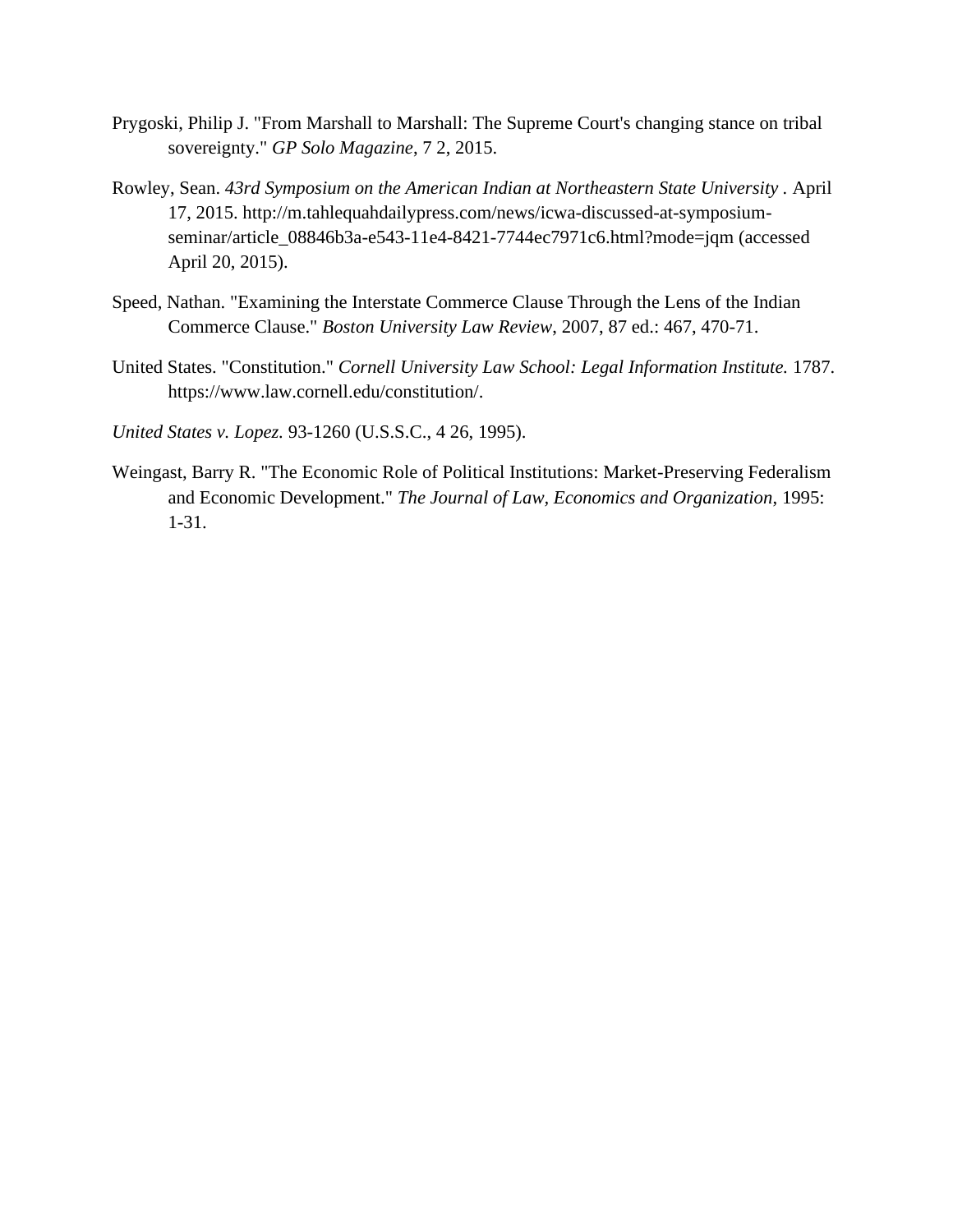Prygoski, Philip J. "From Marshall to Marshall: The Supreme Court's changing stance on tribal sovereignty." *GP Solo Magazine*, 7 2, 2015.

Rowley, Sean. *43rd Symposium on the American Indian at Northeastern State University* . April 17, 2015. http://m.tahlequahdailypress.com/news/icwa-discussed-at-symposium-seminar/article_08846b3a-e543-11e4-8421-7744ec7971c6.html?mode=jqm (accessed April 20, 2015).

Speed, Nathan. "Examining the Interstate Commerce Clause Through the Lens of the Indian Commerce Clause." *Boston University Law Review*, 2007, 87 ed.: 467, 470-71.

United States. "Constitution." *Cornell University Law School: Legal Information Institute.* 1787. https://www.law.cornell.edu/constitution/.

*United States v. Lopez.* 93-1260 (U.S.S.C., 4 26, 1995).

Weingast, Barry R. "The Economic Role of Political Institutions: Market-Preserving Federalism and Economic Development." *The Journal of Law, Economics and Organization*, 1995: 1-31.